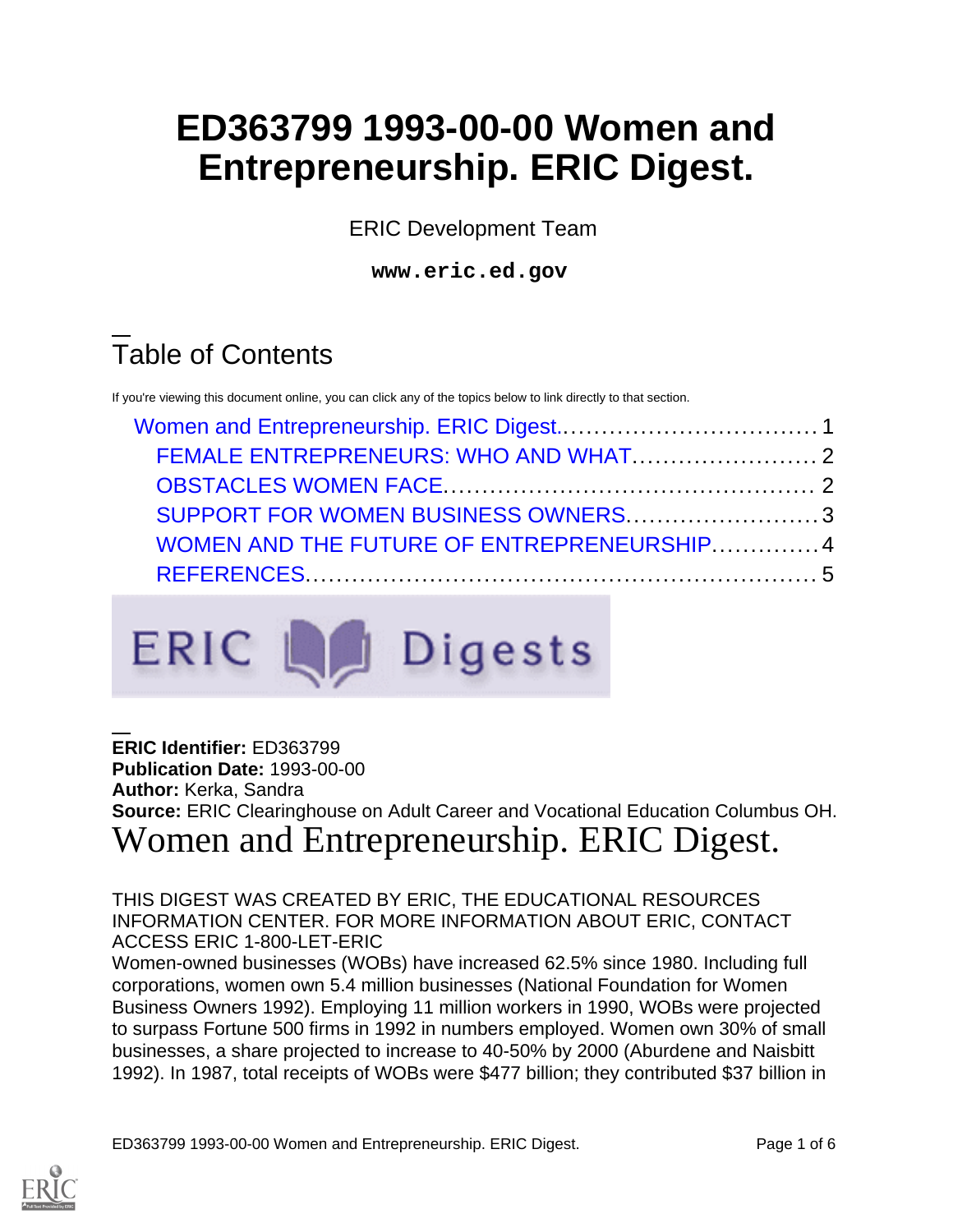# ED363799 1993-00-00 Women and Entrepreneurship. ERIC Digest.

ERIC Development Team

**www.eric.ed.gov**

## Table of Contents

If you're viewing this document online, you can click any of the topics below to link directly to that section.

- Women and Entrepreneurship. ERIC Digest. .......... 1
  - FEMALE ENTREPRENEURS: WHO AND WHAT .......... 2
  - OBSTACLES WOMEN FACE .......... 2
  - SUPPORT FOR WOMEN BUSINESS OWNERS .......... 3
  - WOMEN AND THE FUTURE OF ENTREPRENEURSHIP .......... 4
  - REFERENCES .......... 5

**ERIC Identifier:** ED363799
**Publication Date:** 1993-00-00
**Author:** Kerka, Sandra
**Source:** ERIC Clearinghouse on Adult Career and Vocational Education Columbus OH.

# Women and Entrepreneurship. ERIC Digest.

THIS DIGEST WAS CREATED BY ERIC, THE EDUCATIONAL RESOURCES INFORMATION CENTER. FOR MORE INFORMATION ABOUT ERIC, CONTACT ACCESS ERIC 1-800-LET-ERIC

Women-owned businesses (WOBs) have increased 62.5% since 1980. Including full corporations, women own 5.4 million businesses (National Foundation for Women Business Owners 1992). Employing 11 million workers in 1990, WOBs were projected to surpass Fortune 500 firms in 1992 in numbers employed. Women own 30% of small businesses, a share projected to increase to 40-50% by 2000 (Aburdene and Naisbitt 1992). In 1987, total receipts of WOBs were $477 billion; they contributed $37 billion in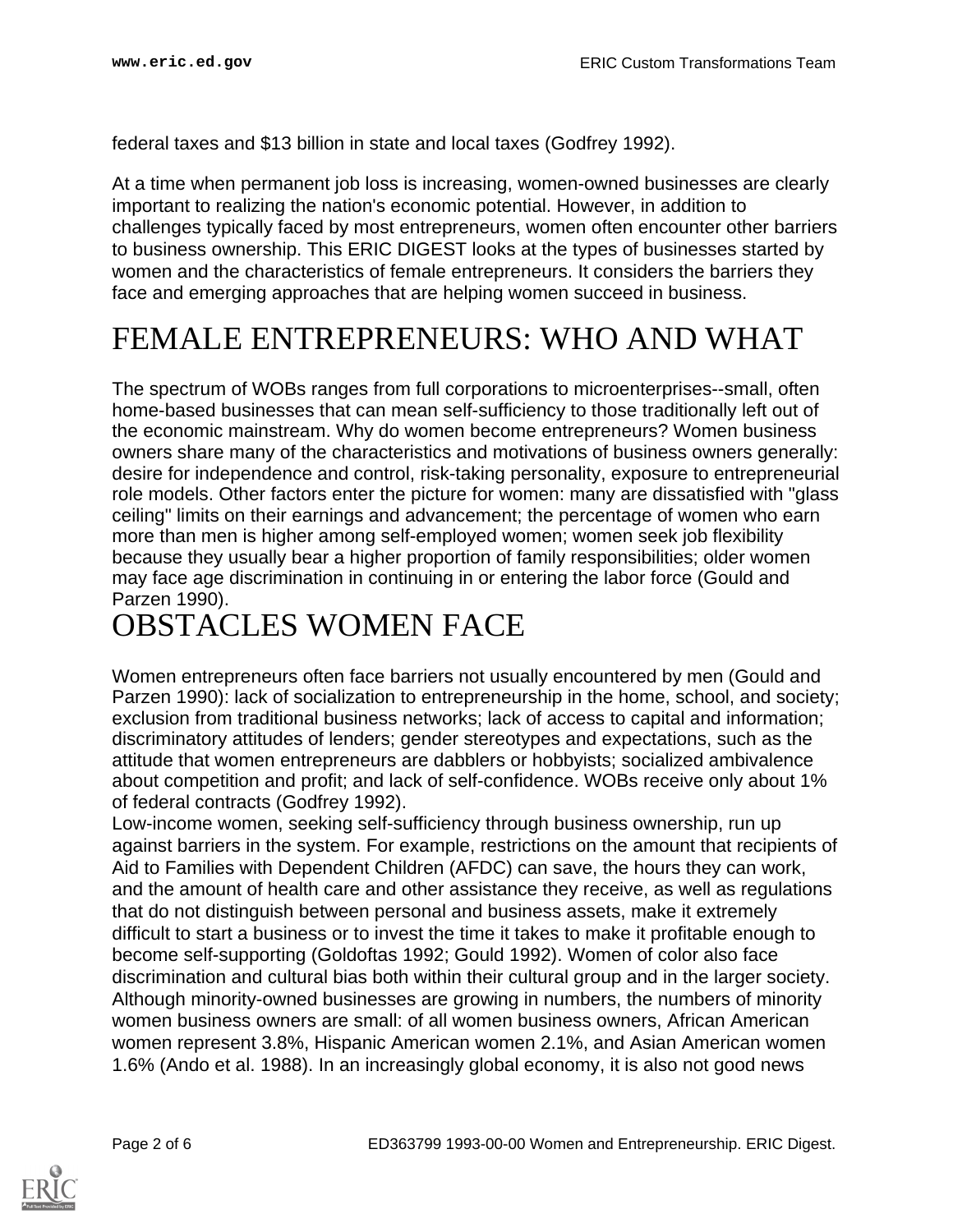federal taxes and $13 billion in state and local taxes (Godfrey 1992).

At a time when permanent job loss is increasing, women-owned businesses are clearly important to realizing the nation's economic potential. However, in addition to challenges typically faced by most entrepreneurs, women often encounter other barriers to business ownership. This ERIC DIGEST looks at the types of businesses started by women and the characteristics of female entrepreneurs. It considers the barriers they face and emerging approaches that are helping women succeed in business.

# FEMALE ENTREPRENEURS: WHO AND WHAT

The spectrum of WOBs ranges from full corporations to microenterprises--small, often home-based businesses that can mean self-sufficiency to those traditionally left out of the economic mainstream. Why do women become entrepreneurs? Women business owners share many of the characteristics and motivations of business owners generally: desire for independence and control, risk-taking personality, exposure to entrepreneurial role models. Other factors enter the picture for women: many are dissatisfied with "glass ceiling" limits on their earnings and advancement; the percentage of women who earn more than men is higher among self-employed women; women seek job flexibility because they usually bear a higher proportion of family responsibilities; older women may face age discrimination in continuing in or entering the labor force (Gould and Parzen 1990).

# OBSTACLES WOMEN FACE

Women entrepreneurs often face barriers not usually encountered by men (Gould and Parzen 1990): lack of socialization to entrepreneurship in the home, school, and society; exclusion from traditional business networks; lack of access to capital and information; discriminatory attitudes of lenders; gender stereotypes and expectations, such as the attitude that women entrepreneurs are dabblers or hobbyists; socialized ambivalence about competition and profit; and lack of self-confidence. WOBs receive only about 1% of federal contracts (Godfrey 1992).

Low-income women, seeking self-sufficiency through business ownership, run up against barriers in the system. For example, restrictions on the amount that recipients of Aid to Families with Dependent Children (AFDC) can save, the hours they can work, and the amount of health care and other assistance they receive, as well as regulations that do not distinguish between personal and business assets, make it extremely difficult to start a business or to invest the time it takes to make it profitable enough to become self-supporting (Goldoftas 1992; Gould 1992). Women of color also face discrimination and cultural bias both within their cultural group and in the larger society. Although minority-owned businesses are growing in numbers, the numbers of minority women business owners are small: of all women business owners, African American women represent 3.8%, Hispanic American women 2.1%, and Asian American women 1.6% (Ando et al. 1988). In an increasingly global economy, it is also not good news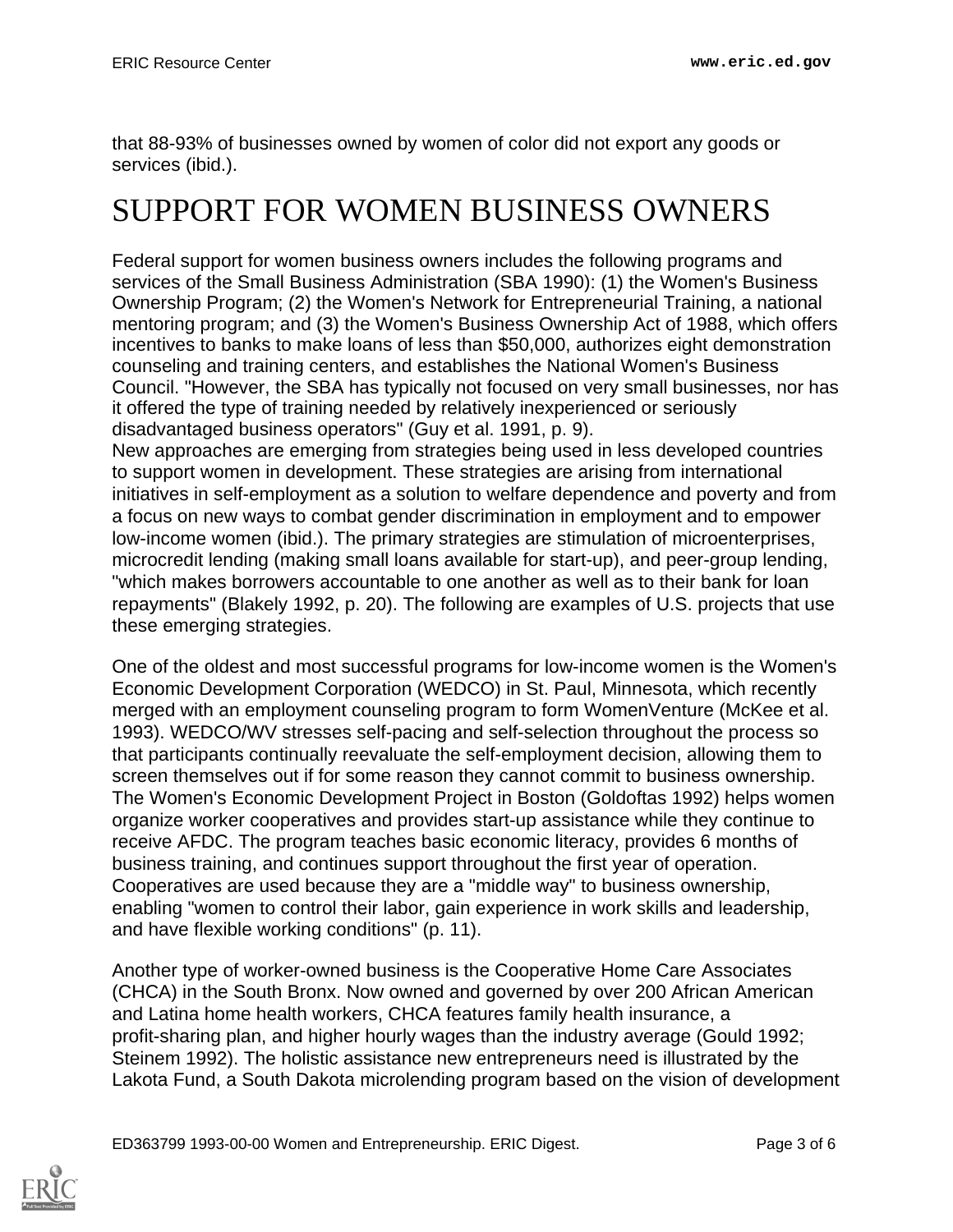that 88-93% of businesses owned by women of color did not export any goods or services (ibid.).

# SUPPORT FOR WOMEN BUSINESS OWNERS

Federal support for women business owners includes the following programs and services of the Small Business Administration (SBA 1990): (1) the Women's Business Ownership Program; (2) the Women's Network for Entrepreneurial Training, a national mentoring program; and (3) the Women's Business Ownership Act of 1988, which offers incentives to banks to make loans of less than $50,000, authorizes eight demonstration counseling and training centers, and establishes the National Women's Business Council. "However, the SBA has typically not focused on very small businesses, nor has it offered the type of training needed by relatively inexperienced or seriously disadvantaged business operators" (Guy et al. 1991, p. 9).

New approaches are emerging from strategies being used in less developed countries to support women in development. These strategies are arising from international initiatives in self-employment as a solution to welfare dependence and poverty and from a focus on new ways to combat gender discrimination in employment and to empower low-income women (ibid.). The primary strategies are stimulation of microenterprises, microcredit lending (making small loans available for start-up), and peer-group lending, "which makes borrowers accountable to one another as well as to their bank for loan repayments" (Blakely 1992, p. 20). The following are examples of U.S. projects that use these emerging strategies.

One of the oldest and most successful programs for low-income women is the Women's Economic Development Corporation (WEDCO) in St. Paul, Minnesota, which recently merged with an employment counseling program to form WomenVenture (McKee et al. 1993). WEDCO/WV stresses self-pacing and self-selection throughout the process so that participants continually reevaluate the self-employment decision, allowing them to screen themselves out if for some reason they cannot commit to business ownership. The Women's Economic Development Project in Boston (Goldoftas 1992) helps women organize worker cooperatives and provides start-up assistance while they continue to receive AFDC. The program teaches basic economic literacy, provides 6 months of business training, and continues support throughout the first year of operation. Cooperatives are used because they are a "middle way" to business ownership, enabling "women to control their labor, gain experience in work skills and leadership, and have flexible working conditions" (p. 11).

Another type of worker-owned business is the Cooperative Home Care Associates (CHCA) in the South Bronx. Now owned and governed by over 200 African American and Latina home health workers, CHCA features family health insurance, a profit-sharing plan, and higher hourly wages than the industry average (Gould 1992; Steinem 1992). The holistic assistance new entrepreneurs need is illustrated by the Lakota Fund, a South Dakota microlending program based on the vision of development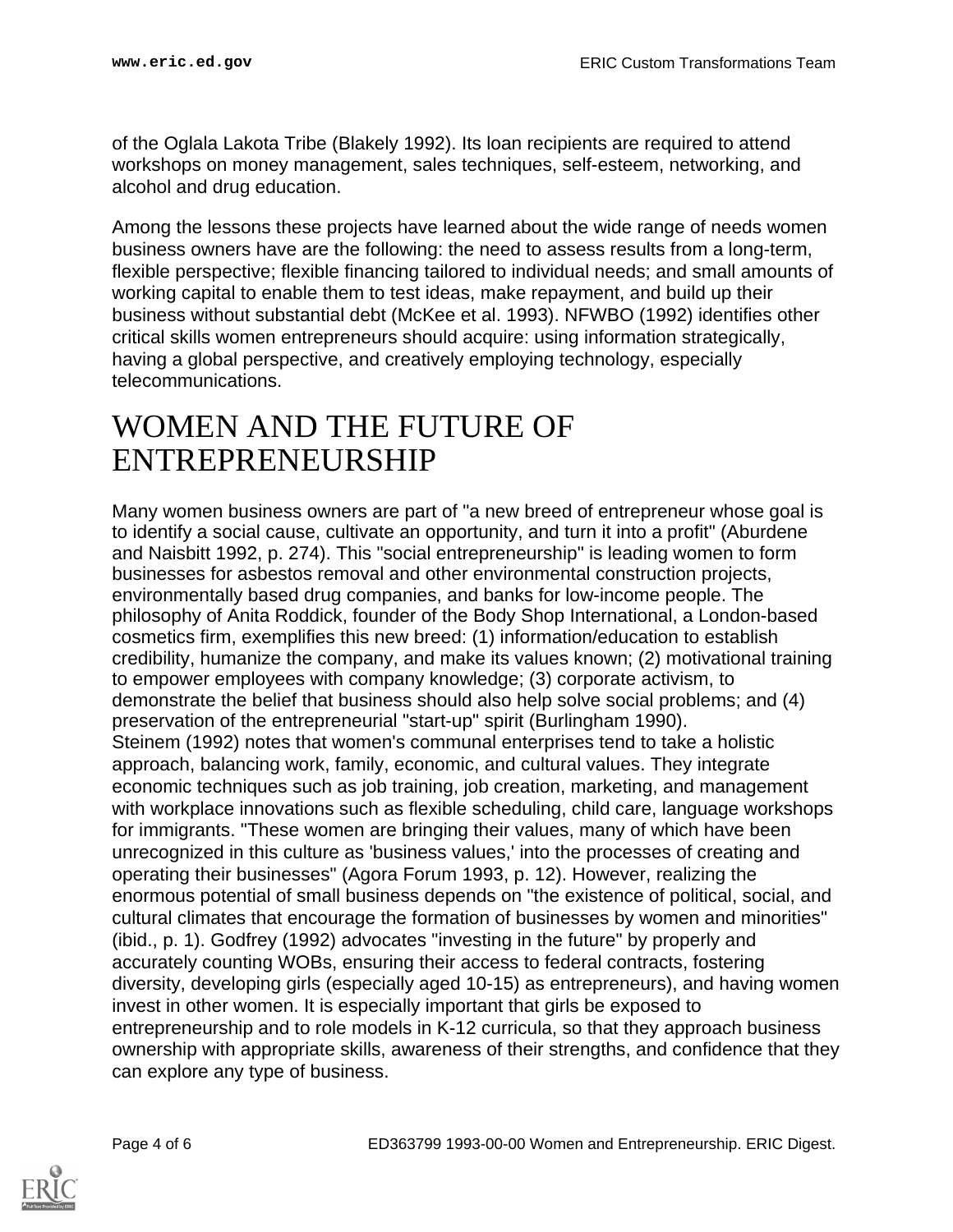of the Oglala Lakota Tribe (Blakely 1992). Its loan recipients are required to attend workshops on money management, sales techniques, self-esteem, networking, and alcohol and drug education.

Among the lessons these projects have learned about the wide range of needs women business owners have are the following: the need to assess results from a long-term, flexible perspective; flexible financing tailored to individual needs; and small amounts of working capital to enable them to test ideas, make repayment, and build up their business without substantial debt (McKee et al. 1993). NFWBO (1992) identifies other critical skills women entrepreneurs should acquire: using information strategically, having a global perspective, and creatively employing technology, especially telecommunications.

# WOMEN AND THE FUTURE OF ENTREPRENEURSHIP

Many women business owners are part of "a new breed of entrepreneur whose goal is to identify a social cause, cultivate an opportunity, and turn it into a profit" (Aburdene and Naisbitt 1992, p. 274). This "social entrepreneurship" is leading women to form businesses for asbestos removal and other environmental construction projects, environmentally based drug companies, and banks for low-income people. The philosophy of Anita Roddick, founder of the Body Shop International, a London-based cosmetics firm, exemplifies this new breed: (1) information/education to establish credibility, humanize the company, and make its values known; (2) motivational training to empower employees with company knowledge; (3) corporate activism, to demonstrate the belief that business should also help solve social problems; and (4) preservation of the entrepreneurial "start-up" spirit (Burlingham 1990).
Steinem (1992) notes that women's communal enterprises tend to take a holistic approach, balancing work, family, economic, and cultural values. They integrate economic techniques such as job training, job creation, marketing, and management with workplace innovations such as flexible scheduling, child care, language workshops for immigrants. "These women are bringing their values, many of which have been unrecognized in this culture as 'business values,' into the processes of creating and operating their businesses" (Agora Forum 1993, p. 12). However, realizing the enormous potential of small business depends on "the existence of political, social, and cultural climates that encourage the formation of businesses by women and minorities" (ibid., p. 1). Godfrey (1992) advocates "investing in the future" by properly and accurately counting WOBs, ensuring their access to federal contracts, fostering diversity, developing girls (especially aged 10-15) as entrepreneurs), and having women invest in other women. It is especially important that girls be exposed to entrepreneurship and to role models in K-12 curricula, so that they approach business ownership with appropriate skills, awareness of their strengths, and confidence that they can explore any type of business.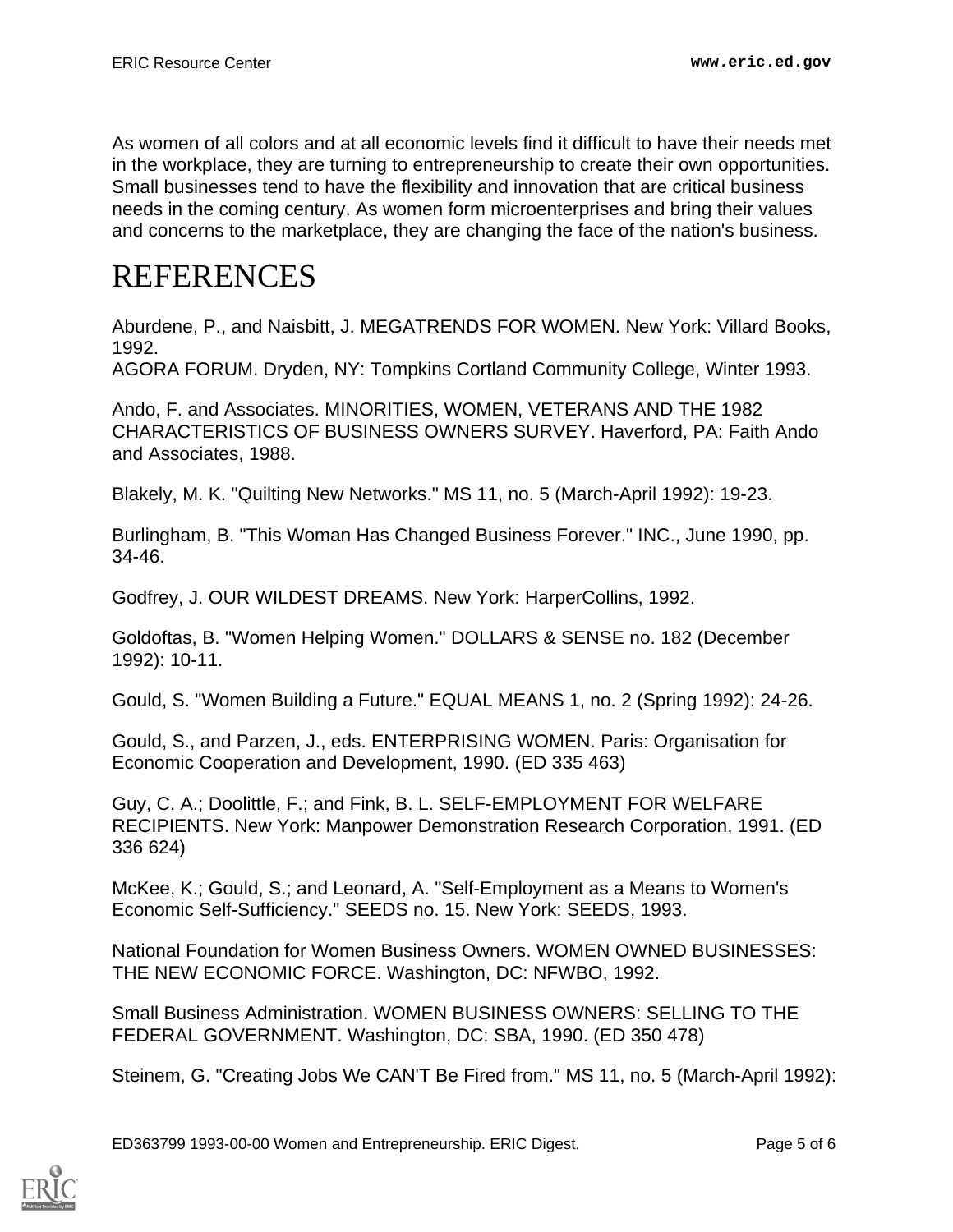As women of all colors and at all economic levels find it difficult to have their needs met in the workplace, they are turning to entrepreneurship to create their own opportunities. Small businesses tend to have the flexibility and innovation that are critical business needs in the coming century. As women form microenterprises and bring their values and concerns to the marketplace, they are changing the face of the nation's business.

# REFERENCES

Aburdene, P., and Naisbitt, J. MEGATRENDS FOR WOMEN. New York: Villard Books, 1992.
AGORA FORUM. Dryden, NY: Tompkins Cortland Community College, Winter 1993.

Ando, F. and Associates. MINORITIES, WOMEN, VETERANS AND THE 1982 CHARACTERISTICS OF BUSINESS OWNERS SURVEY. Haverford, PA: Faith Ando and Associates, 1988.

Blakely, M. K. "Quilting New Networks." MS 11, no. 5 (March-April 1992): 19-23.

Burlingham, B. "This Woman Has Changed Business Forever." INC., June 1990, pp. 34-46.

Godfrey, J. OUR WILDEST DREAMS. New York: HarperCollins, 1992.

Goldoftas, B. "Women Helping Women." DOLLARS & SENSE no. 182 (December 1992): 10-11.

Gould, S. "Women Building a Future." EQUAL MEANS 1, no. 2 (Spring 1992): 24-26.

Gould, S., and Parzen, J., eds. ENTERPRISING WOMEN. Paris: Organisation for Economic Cooperation and Development, 1990. (ED 335 463)

Guy, C. A.; Doolittle, F.; and Fink, B. L. SELF-EMPLOYMENT FOR WELFARE RECIPIENTS. New York: Manpower Demonstration Research Corporation, 1991. (ED 336 624)

McKee, K.; Gould, S.; and Leonard, A. "Self-Employment as a Means to Women's Economic Self-Sufficiency." SEEDS no. 15. New York: SEEDS, 1993.

National Foundation for Women Business Owners. WOMEN OWNED BUSINESSES: THE NEW ECONOMIC FORCE. Washington, DC: NFWBO, 1992.

Small Business Administration. WOMEN BUSINESS OWNERS: SELLING TO THE FEDERAL GOVERNMENT. Washington, DC: SBA, 1990. (ED 350 478)

Steinem, G. "Creating Jobs We CAN'T Be Fired from." MS 11, no. 5 (March-April 1992):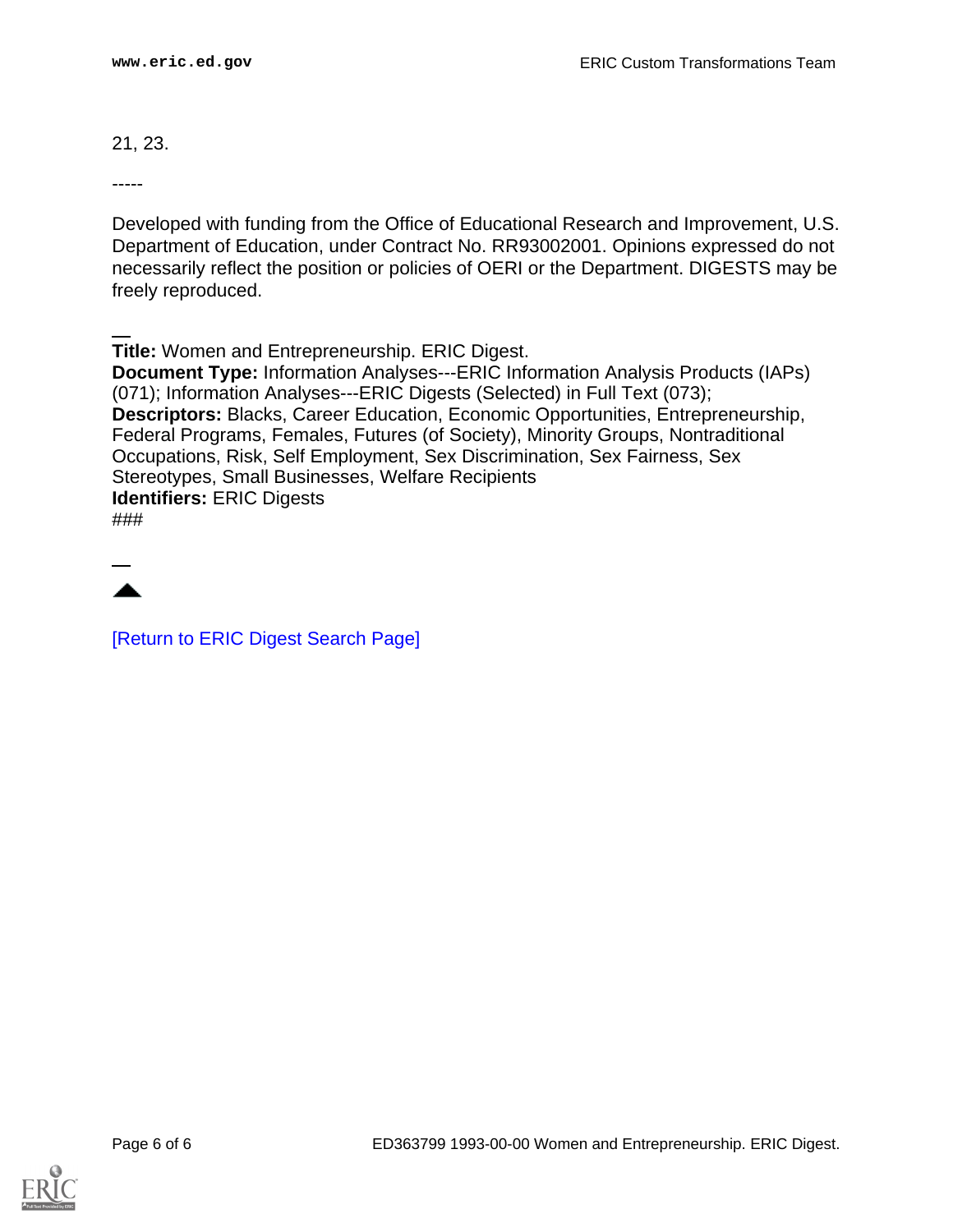21, 23.

-----

Developed with funding from the Office of Educational Research and Improvement, U.S. Department of Education, under Contract No. RR93002001. Opinions expressed do not necessarily reflect the position or policies of OERI or the Department. DIGESTS may be freely reproduced.

---

**Title:** Women and Entrepreneurship. ERIC Digest.
**Document Type:** Information Analyses---ERIC Information Analysis Products (IAPs) (071); Information Analyses---ERIC Digests (Selected) in Full Text (073);
**Descriptors:** Blacks, Career Education, Economic Opportunities, Entrepreneurship, Federal Programs, Females, Futures (of Society), Minority Groups, Nontraditional Occupations, Risk, Self Employment, Sex Discrimination, Sex Fairness, Sex Stereotypes, Small Businesses, Welfare Recipients
**Identifiers:** ERIC Digests
###

---

[Return to ERIC Digest Search Page]